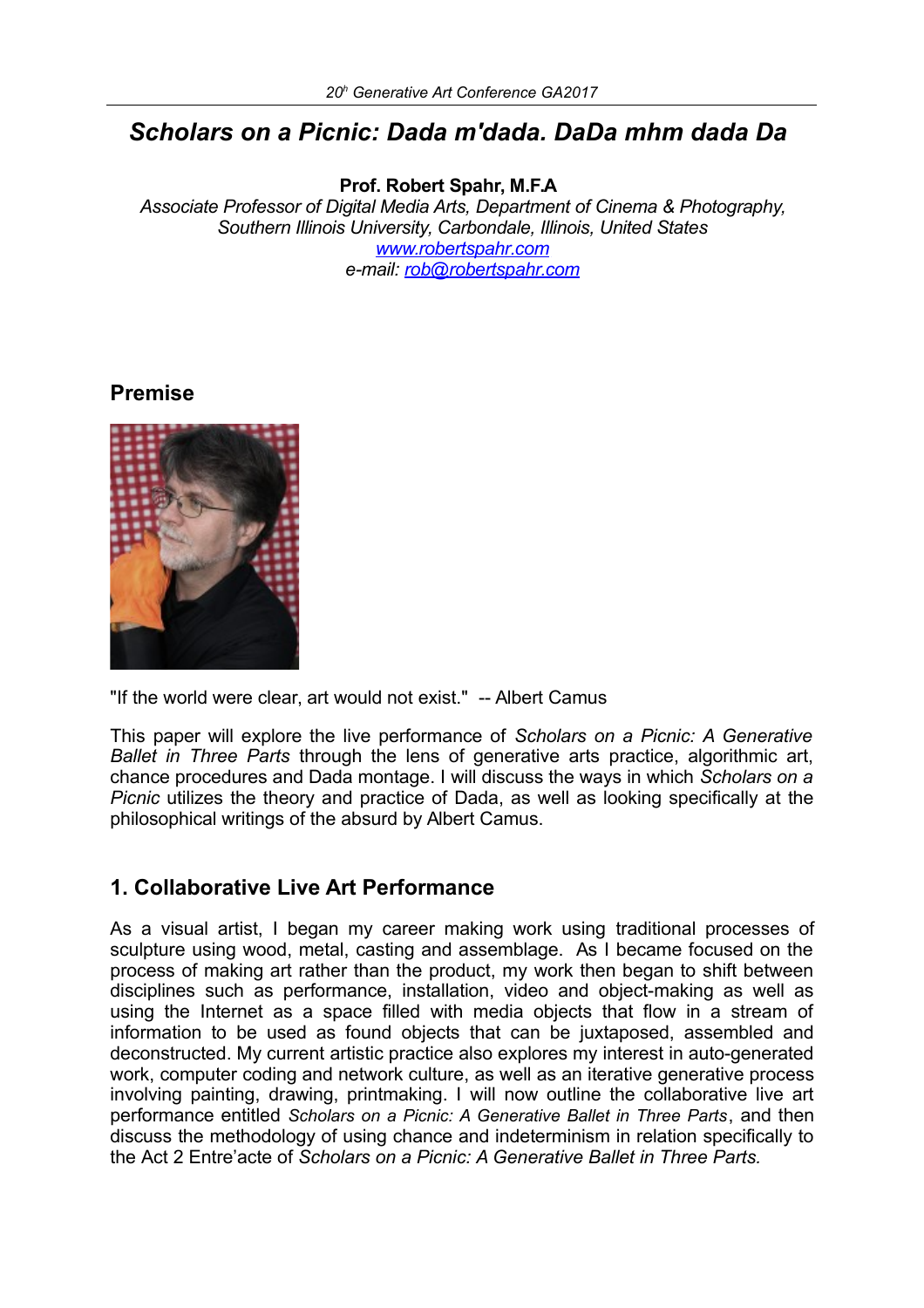# *Scholars on a Picnic: Dada m'dada. DaDa mhm dada Da*

**Prof. Robert Spahr, M.F.A**

*Associate Professor of Digital Media Arts, Department of Cinema & Photography, Southern Illinois University, Carbondale, Illinois, United States*
*www.robertspahr.com*
*e-mail: rob@robertspahr.com*

## Premise

"If the world were clear, art would not exist." -- Albert Camus

This paper will explore the live performance of *Scholars on a Picnic: A Generative Ballet in Three Parts* through the lens of generative arts practice, algorithmic art, chance procedures and Dada montage. I will discuss the ways in which *Scholars on a Picnic* utilizes the theory and practice of Dada, as well as looking specifically at the philosophical writings of the absurd by Albert Camus.

## 1. Collaborative Live Art Performance

As a visual artist, I began my career making work using traditional processes of sculpture using wood, metal, casting and assemblage. As I became focused on the process of making art rather than the product, my work then began to shift between disciplines such as performance, installation, video and object-making as well as using the Internet as a space filled with media objects that flow in a stream of information to be used as found objects that can be juxtaposed, assembled and deconstructed. My current artistic practice also explores my interest in auto-generated work, computer coding and network culture, as well as an iterative generative process involving painting, drawing, printmaking. I will now outline the collaborative live art performance entitled *Scholars on a Picnic: A Generative Ballet in Three Parts*, and then discuss the methodology of using chance and indeterminism in relation specifically to the Act 2 Entre'acte of *Scholars on a Picnic: A Generative Ballet in Three Parts.*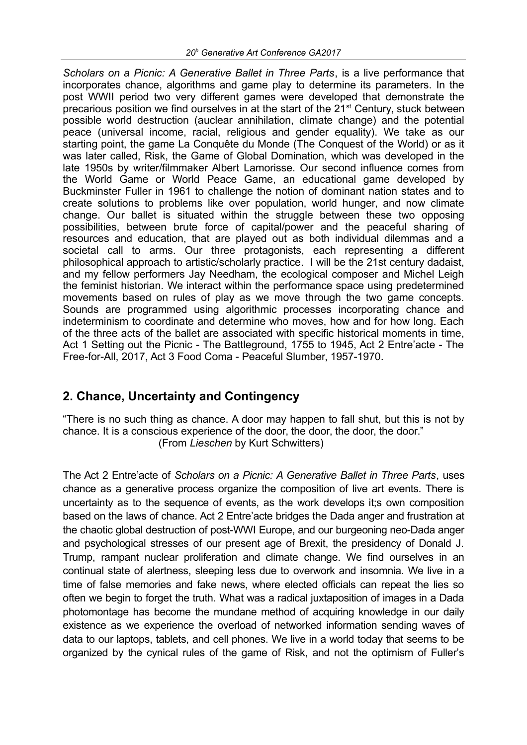*Scholars on a Picnic: A Generative Ballet in Three Parts*, is a live performance that incorporates chance, algorithms and game play to determine its parameters. In the post WWII period two very different games were developed that demonstrate the precarious position we find ourselves in at the start of the 21st Century, stuck between possible world destruction (auclear annihilation, climate change) and the potential peace (universal income, racial, religious and gender equality). We take as our starting point, the game La Conquête du Monde (The Conquest of the World) or as it was later called, Risk, the Game of Global Domination, which was developed in the late 1950s by writer/filmmaker Albert Lamorisse. Our second influence comes from the World Game or World Peace Game, an educational game developed by Buckminster Fuller in 1961 to challenge the notion of dominant nation states and to create solutions to problems like over population, world hunger, and now climate change. Our ballet is situated within the struggle between these two opposing possibilities, between brute force of capital/power and the peaceful sharing of resources and education, that are played out as both individual dilemmas and a societal call to arms. Our three protagonists, each representing a different philosophical approach to artistic/scholarly practice. I will be the 21st century dadaist, and my fellow performers Jay Needham, the ecological composer and Michel Leigh the feminist historian. We interact within the performance space using predetermined movements based on rules of play as we move through the two game concepts. Sounds are programmed using algorithmic processes incorporating chance and indeterminism to coordinate and determine who moves, how and for how long. Each of the three acts of the ballet are associated with specific historical moments in time, Act 1 Setting out the Picnic - The Battleground, 1755 to 1945, Act 2 Entre'acte - The Free-for-All, 2017, Act 3 Food Coma - Peaceful Slumber, 1957-1970.

## 2. Chance, Uncertainty and Contingency

"There is no such thing as chance. A door may happen to fall shut, but this is not by chance. It is a conscious experience of the door, the door, the door, the door."
(From *Lieschen* by Kurt Schwitters)

The Act 2 Entre'acte of *Scholars on a Picnic: A Generative Ballet in Three Parts*, uses chance as a generative process organize the composition of live art events. There is uncertainty as to the sequence of events, as the work develops it;s own composition based on the laws of chance. Act 2 Entre'acte bridges the Dada anger and frustration at the chaotic global destruction of post-WWI Europe, and our burgeoning neo-Dada anger and psychological stresses of our present age of Brexit, the presidency of Donald J. Trump, rampant nuclear proliferation and climate change. We find ourselves in an continual state of alertness, sleeping less due to overwork and insomnia. We live in a time of false memories and fake news, where elected officials can repeat the lies so often we begin to forget the truth. What was a radical juxtaposition of images in a Dada photomontage has become the mundane method of acquiring knowledge in our daily existence as we experience the overload of networked information sending waves of data to our laptops, tablets, and cell phones. We live in a world today that seems to be organized by the cynical rules of the game of Risk, and not the optimism of Fuller's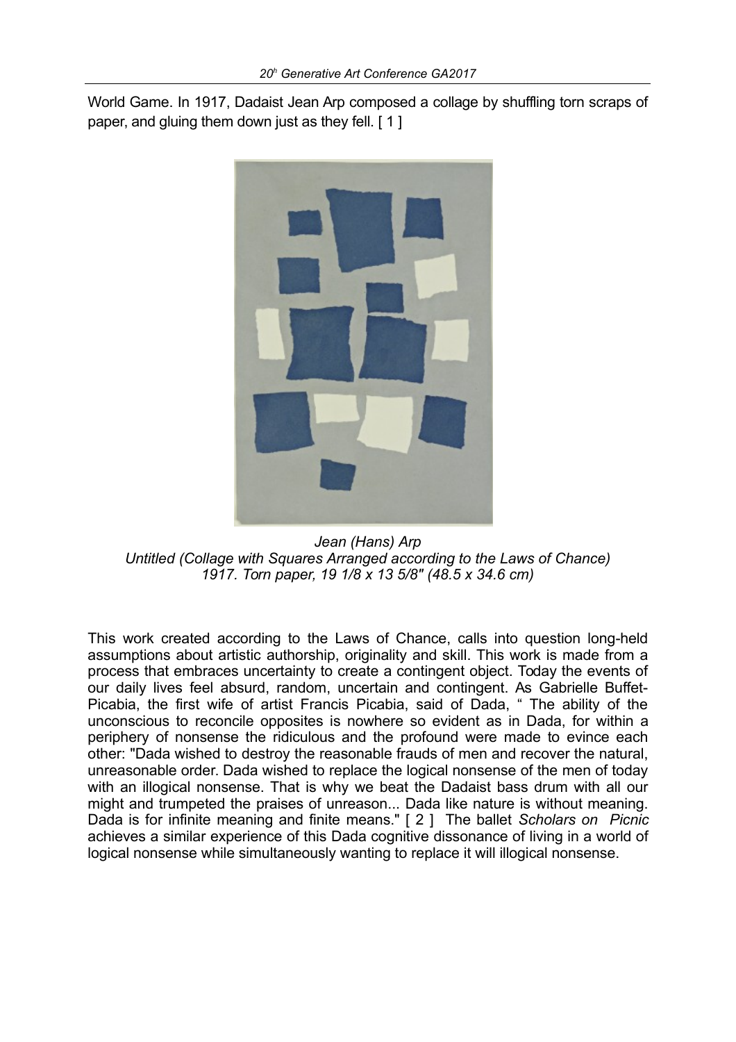World Game. In 1917, Dadaist Jean Arp composed a collage by shuffling torn scraps of paper, and gluing them down just as they fell. [ 1 ]

*Jean (Hans) Arp*
*Untitled (Collage with Squares Arranged according to the Laws of Chance)*
*1917. Torn paper, 19 1/8 x 13 5/8" (48.5 x 34.6 cm)*

This work created according to the Laws of Chance, calls into question long-held assumptions about artistic authorship, originality and skill. This work is made from a process that embraces uncertainty to create a contingent object. Today the events of our daily lives feel absurd, random, uncertain and contingent. As Gabrielle Buffet-Picabia, the first wife of artist Francis Picabia, said of Dada, " The ability of the unconscious to reconcile opposites is nowhere so evident as in Dada, for within a periphery of nonsense the ridiculous and the profound were made to evince each other: "Dada wished to destroy the reasonable frauds of men and recover the natural, unreasonable order. Dada wished to replace the logical nonsense of the men of today with an illogical nonsense. That is why we beat the Dadaist bass drum with all our might and trumpeted the praises of unreason... Dada like nature is without meaning. Dada is for infinite meaning and finite means." [ 2 ] The ballet *Scholars on Picnic* achieves a similar experience of this Dada cognitive dissonance of living in a world of logical nonsense while simultaneously wanting to replace it will illogical nonsense.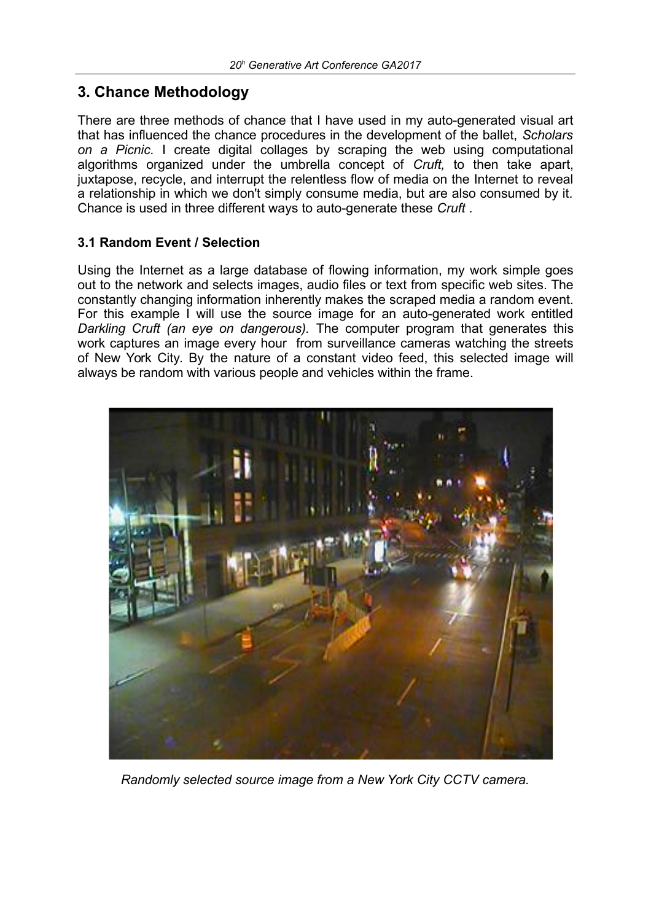## 3. Chance Methodology

There are three methods of chance that I have used in my auto-generated visual art that has influenced the chance procedures in the development of the ballet, *Scholars on a Picnic.* I create digital collages by scraping the web using computational algorithms organized under the umbrella concept of *Cruft,* to then take apart, juxtapose, recycle, and interrupt the relentless flow of media on the Internet to reveal a relationship in which we don't simply consume media, but are also consumed by it. Chance is used in three different ways to auto-generate these *Cruft* .

### 3.1 Random Event / Selection

Using the Internet as a large database of flowing information, my work simple goes out to the network and selects images, audio files or text from specific web sites. The constantly changing information inherently makes the scraped media a random event. For this example I will use the source image for an auto-generated work entitled *Darkling Cruft (an eye on dangerous).* The computer program that generates this work captures an image every hour from surveillance cameras watching the streets of New York City. By the nature of a constant video feed, this selected image will always be random with various people and vehicles within the frame.

*Randomly selected source image from a New York City CCTV camera.*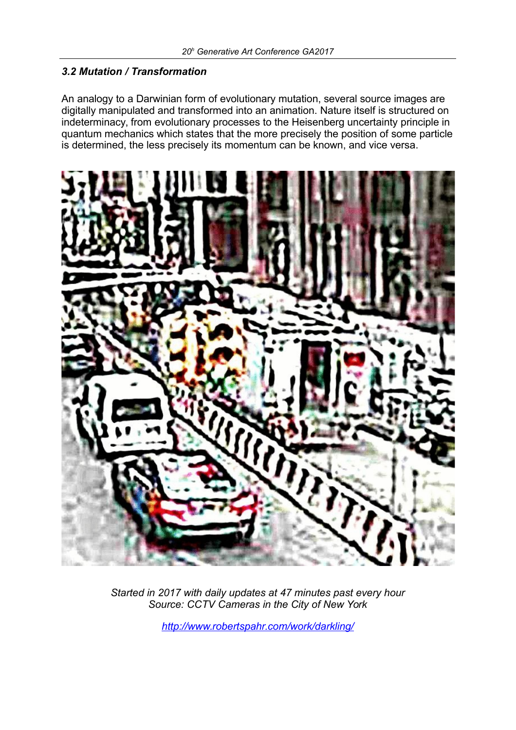### *3.2 Mutation / Transformation*

An analogy to a Darwinian form of evolutionary mutation, several source images are digitally manipulated and transformed into an animation. Nature itself is structured on indeterminacy, from evolutionary processes to the Heisenberg uncertainty principle in quantum mechanics which states that the more precisely the position of some particle is determined, the less precisely its momentum can be known, and vice versa.

*Started in 2017 with daily updates at 47 minutes past every hour*
*Source: CCTV Cameras in the City of New York*

http://www.robertspahr.com/work/darkling/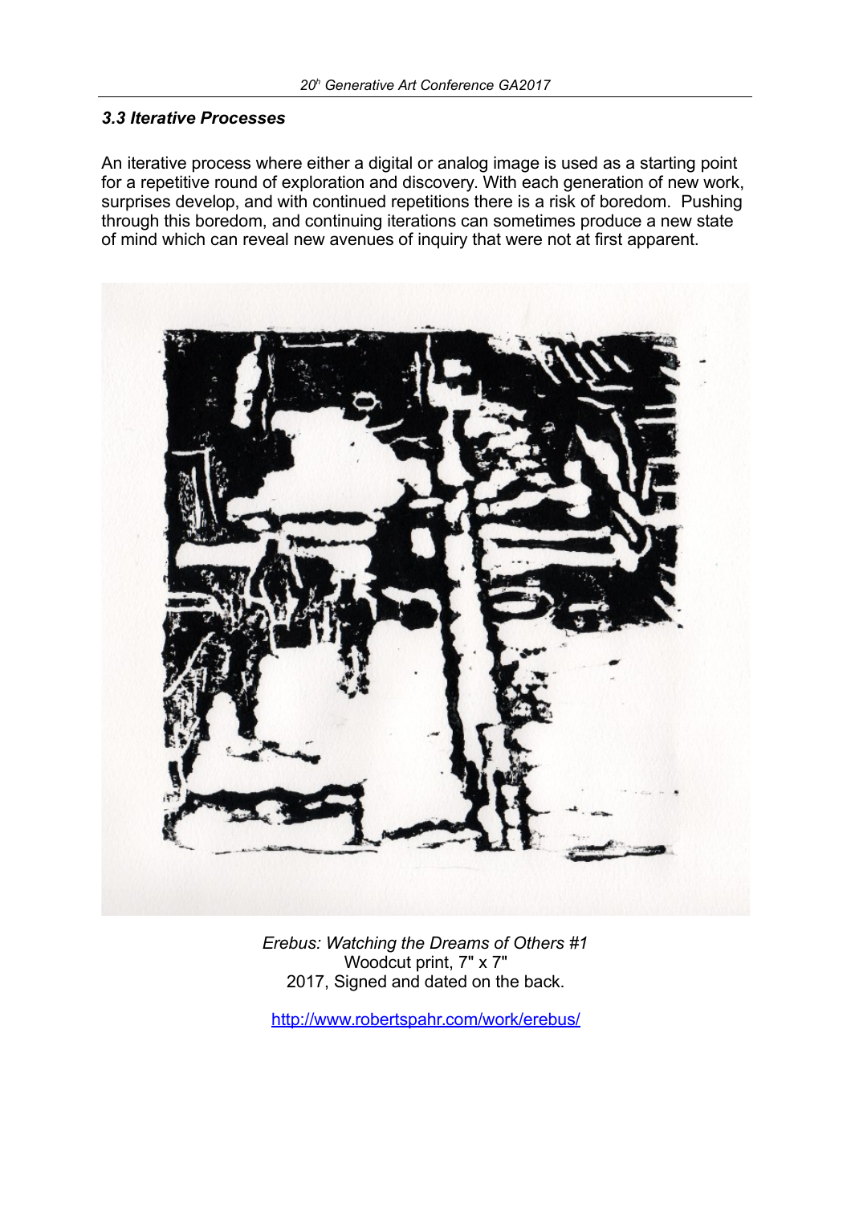### *3.3 Iterative Processes*

An iterative process where either a digital or analog image is used as a starting point for a repetitive round of exploration and discovery. With each generation of new work, surprises develop, and with continued repetitions there is a risk of boredom. Pushing through this boredom, and continuing iterations can sometimes produce a new state of mind which can reveal new avenues of inquiry that were not at first apparent.

*Erebus: Watching the Dreams of Others #1*
Woodcut print, 7" x 7"
2017, Signed and dated on the back.

http://www.robertspahr.com/work/erebus/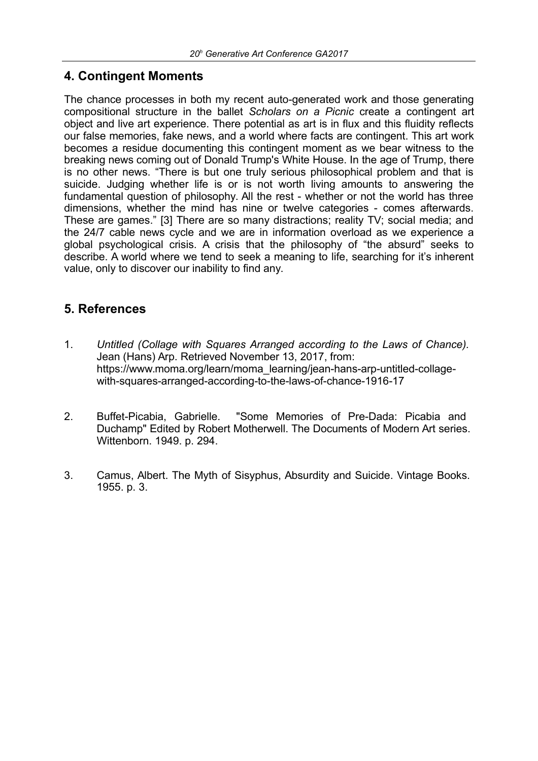## 4. Contingent Moments

The chance processes in both my recent auto-generated work and those generating compositional structure in the ballet *Scholars on a Picnic* create a contingent art object and live art experience. There potential as art is in flux and this fluidity reflects our false memories, fake news, and a world where facts are contingent. This art work becomes a residue documenting this contingent moment as we bear witness to the breaking news coming out of Donald Trump's White House. In the age of Trump, there is no other news. “There is but one truly serious philosophical problem and that is suicide. Judging whether life is or is not worth living amounts to answering the fundamental question of philosophy. All the rest - whether or not the world has three dimensions, whether the mind has nine or twelve categories - comes afterwards. These are games.” [3] There are so many distractions; reality TV; social media; and the 24/7 cable news cycle and we are in information overload as we experience a global psychological crisis. A crisis that the philosophy of “the absurd” seeks to describe. A world where we tend to seek a meaning to life, searching for it’s inherent value, only to discover our inability to find any.

## 5. References

1. *Untitled (Collage with Squares Arranged according to the Laws of Chance).* Jean (Hans) Arp. Retrieved November 13, 2017, from: https://www.moma.org/learn/moma_learning/jean-hans-arp-untitled-collage-with-squares-arranged-according-to-the-laws-of-chance-1916-17

2. Buffet-Picabia, Gabrielle. "Some Memories of Pre-Dada: Picabia and Duchamp" Edited by Robert Motherwell. The Documents of Modern Art series. Wittenborn. 1949. p. 294.

3. Camus, Albert. The Myth of Sisyphus, Absurdity and Suicide. Vintage Books. 1955. p. 3.